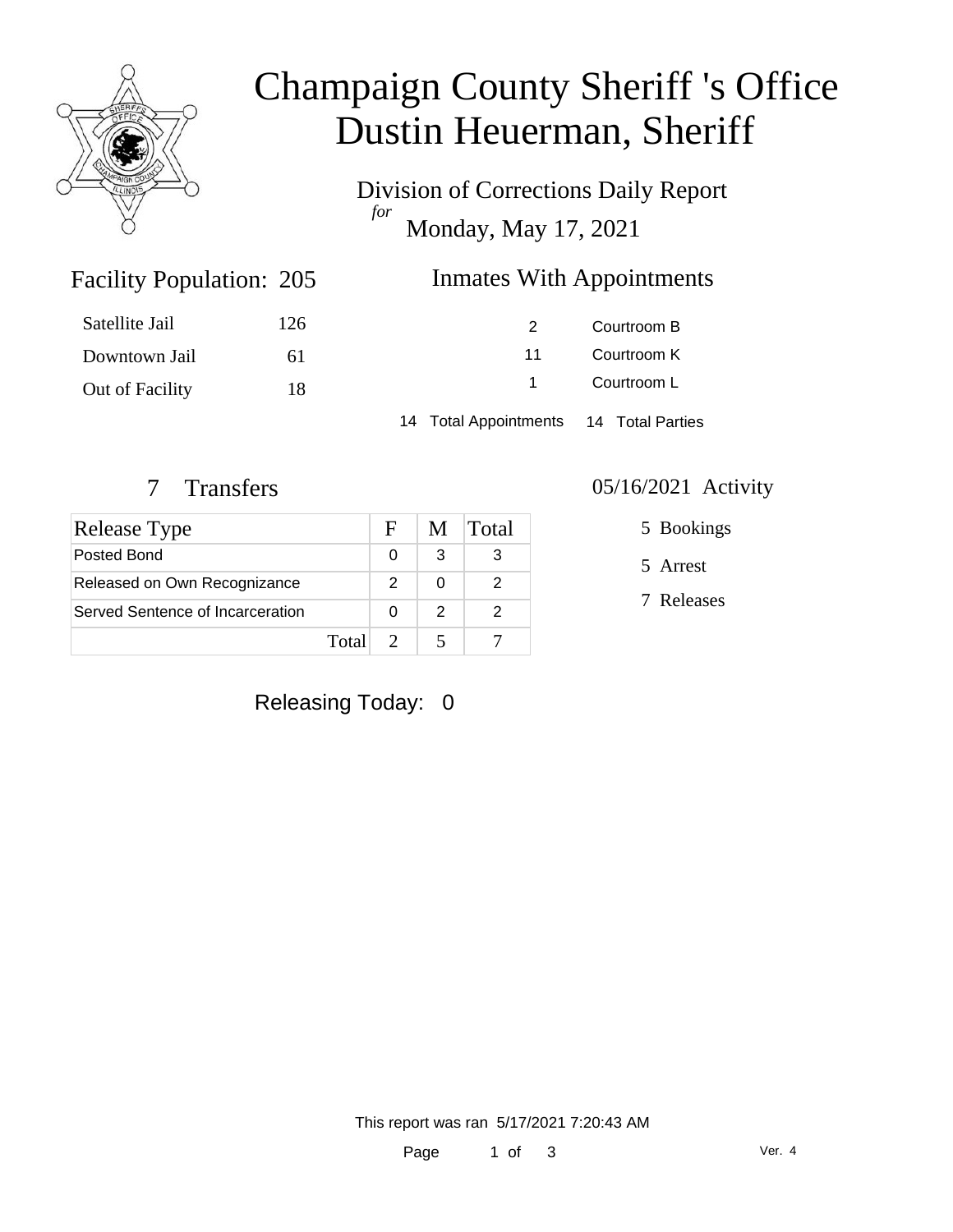# Champaign County Sheriff 's Office
# Dustin Heuerman, Sheriff

Division of Corrections Daily Report
*for*
Monday, May 17, 2021

## Facility Population: 205

| | |
|---|---|
| Satellite Jail | 126 |
| Downtown Jail | 61 |
| Out of Facility | 18 |

## Inmates With Appointments

| | |
|---|---|
| 2 | Courtroom B |
| 11 | Courtroom K |
| 1 | Courtroom L |

14 Total Appointments 14 Total Parties

## 7 Transfers

| Release Type | F | M | Total |
|---|---|---|---|
| Posted Bond | 0 | 3 | 3 |
| Released on Own Recognizance | 2 | 0 | 2 |
| Served Sentence of Incarceration | 0 | 2 | 2 |
| Total | 2 | 5 | 7 |

## 05/16/2021 Activity

5 Bookings

5 Arrest

7 Releases

Releasing Today: 0

This report was ran 5/17/2021 7:20:43 AM

Ver. 4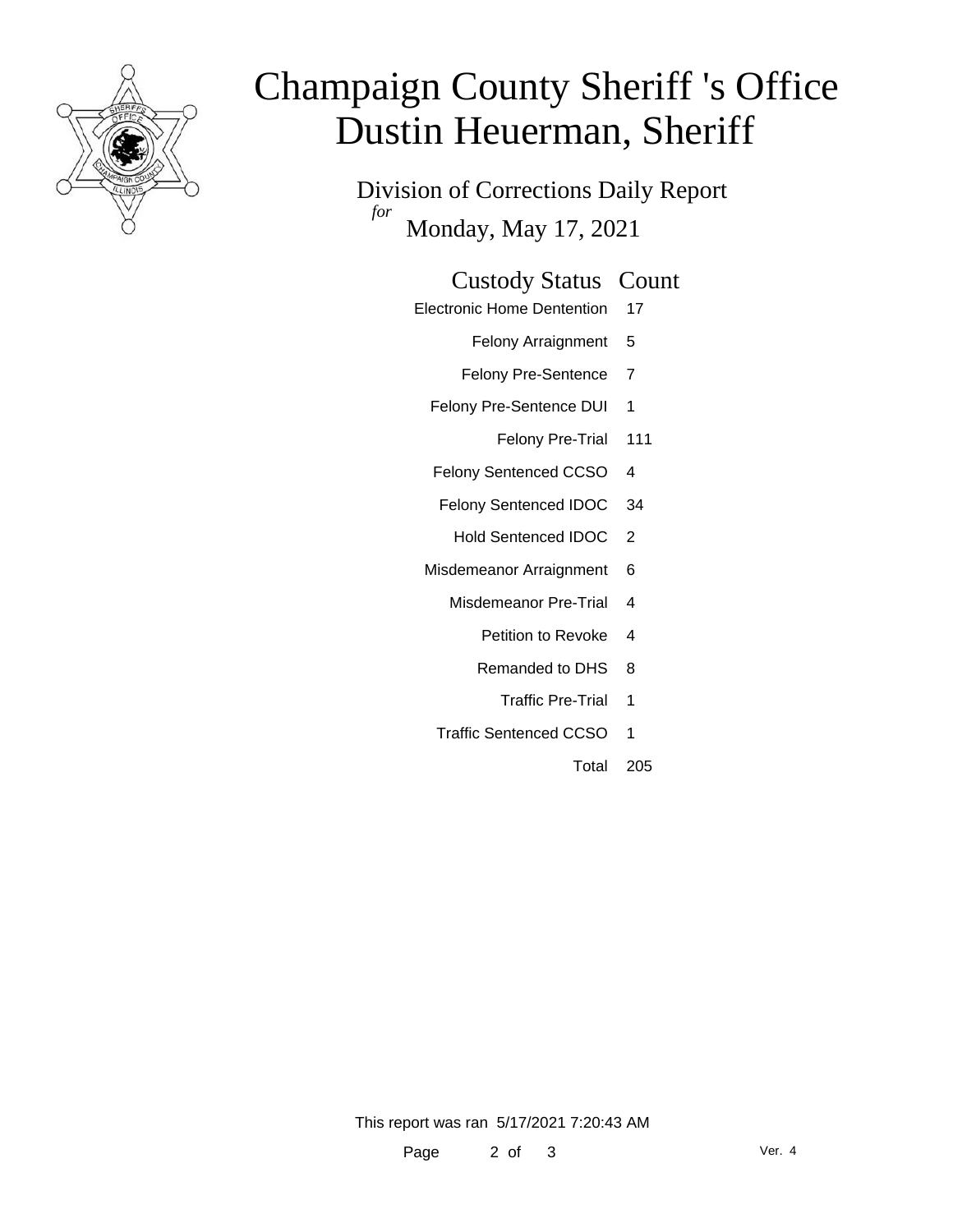# Champaign County Sheriff 's Office
# Dustin Heuerman, Sheriff

## Division of Corrections Daily Report

*for* Monday, May 17, 2021

| Custody Status | Count |
|---|---|
| Electronic Home Dentention | 17 |
| Felony Arraignment | 5 |
| Felony Pre-Sentence | 7 |
| Felony Pre-Sentence DUI | 1 |
| Felony Pre-Trial | 111 |
| Felony Sentenced CCSO | 4 |
| Felony Sentenced IDOC | 34 |
| Hold Sentenced IDOC | 2 |
| Misdemeanor Arraignment | 6 |
| Misdemeanor Pre-Trial | 4 |
| Petition to Revoke | 4 |
| Remanded to DHS | 8 |
| Traffic Pre-Trial | 1 |
| Traffic Sentenced CCSO | 1 |
| Total | 205 |

This report was ran 5/17/2021 7:20:43 AM

Ver. 4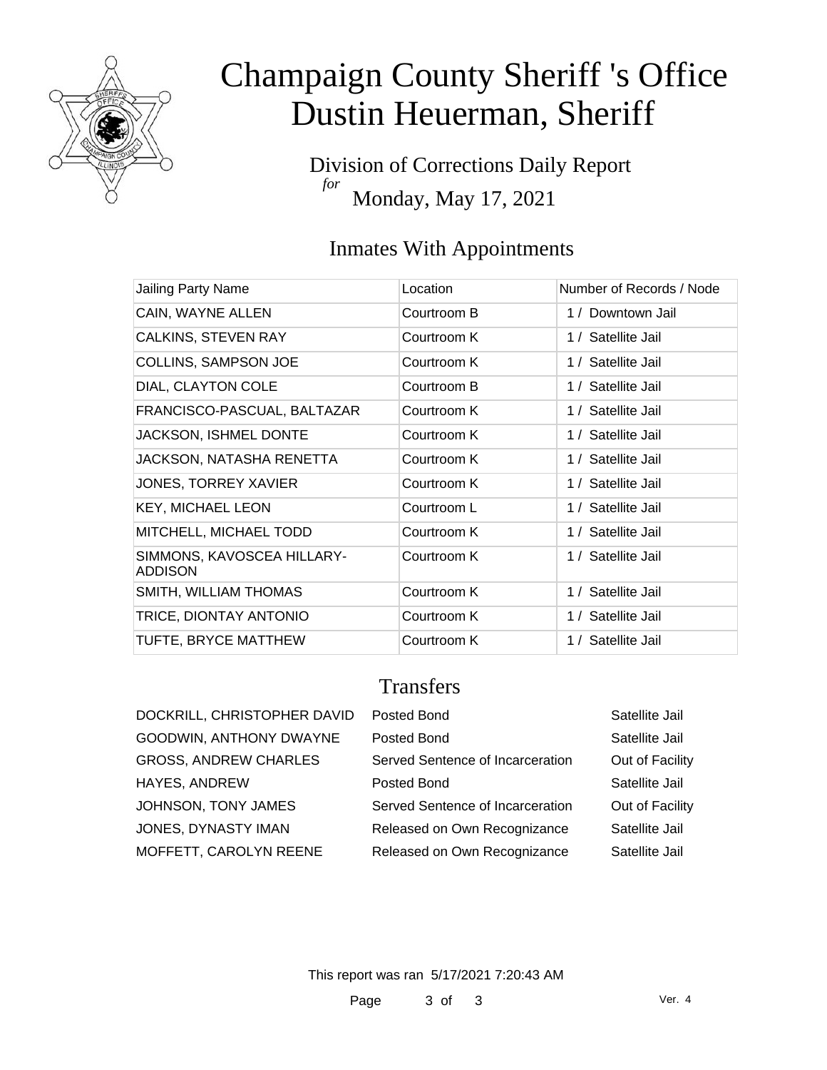# Champaign County Sheriff 's Office
# Dustin Heuerman, Sheriff

Division of Corrections Daily Report
*for*
Monday, May 17, 2021

## Inmates With Appointments

| Jailing Party Name | Location | Number of Records / Node |
|---|---|---|
| CAIN, WAYNE ALLEN | Courtroom B | 1 / Downtown Jail |
| CALKINS, STEVEN RAY | Courtroom K | 1 / Satellite Jail |
| COLLINS, SAMPSON JOE | Courtroom K | 1 / Satellite Jail |
| DIAL, CLAYTON COLE | Courtroom B | 1 / Satellite Jail |
| FRANCISCO-PASCUAL, BALTAZAR | Courtroom K | 1 / Satellite Jail |
| JACKSON, ISHMEL DONTE | Courtroom K | 1 / Satellite Jail |
| JACKSON, NATASHA RENETTA | Courtroom K | 1 / Satellite Jail |
| JONES, TORREY XAVIER | Courtroom K | 1 / Satellite Jail |
| KEY, MICHAEL LEON | Courtroom L | 1 / Satellite Jail |
| MITCHELL, MICHAEL TODD | Courtroom K | 1 / Satellite Jail |
| SIMMONS, KAVOSCEA HILLARY-ADDISON | Courtroom K | 1 / Satellite Jail |
| SMITH, WILLIAM THOMAS | Courtroom K | 1 / Satellite Jail |
| TRICE, DIONTAY ANTONIO | Courtroom K | 1 / Satellite Jail |
| TUFTE, BRYCE MATTHEW | Courtroom K | 1 / Satellite Jail |

## Transfers

| | | |
|---|---|---|
| DOCKRILL, CHRISTOPHER DAVID | Posted Bond | Satellite Jail |
| GOODWIN, ANTHONY DWAYNE | Posted Bond | Satellite Jail |
| GROSS, ANDREW CHARLES | Served Sentence of Incarceration | Out of Facility |
| HAYES, ANDREW | Posted Bond | Satellite Jail |
| JOHNSON, TONY JAMES | Served Sentence of Incarceration | Out of Facility |
| JONES, DYNASTY IMAN | Released on Own Recognizance | Satellite Jail |
| MOFFETT, CAROLYN REENE | Released on Own Recognizance | Satellite Jail |

This report was ran 5/17/2021 7:20:43 AM

Ver. 4